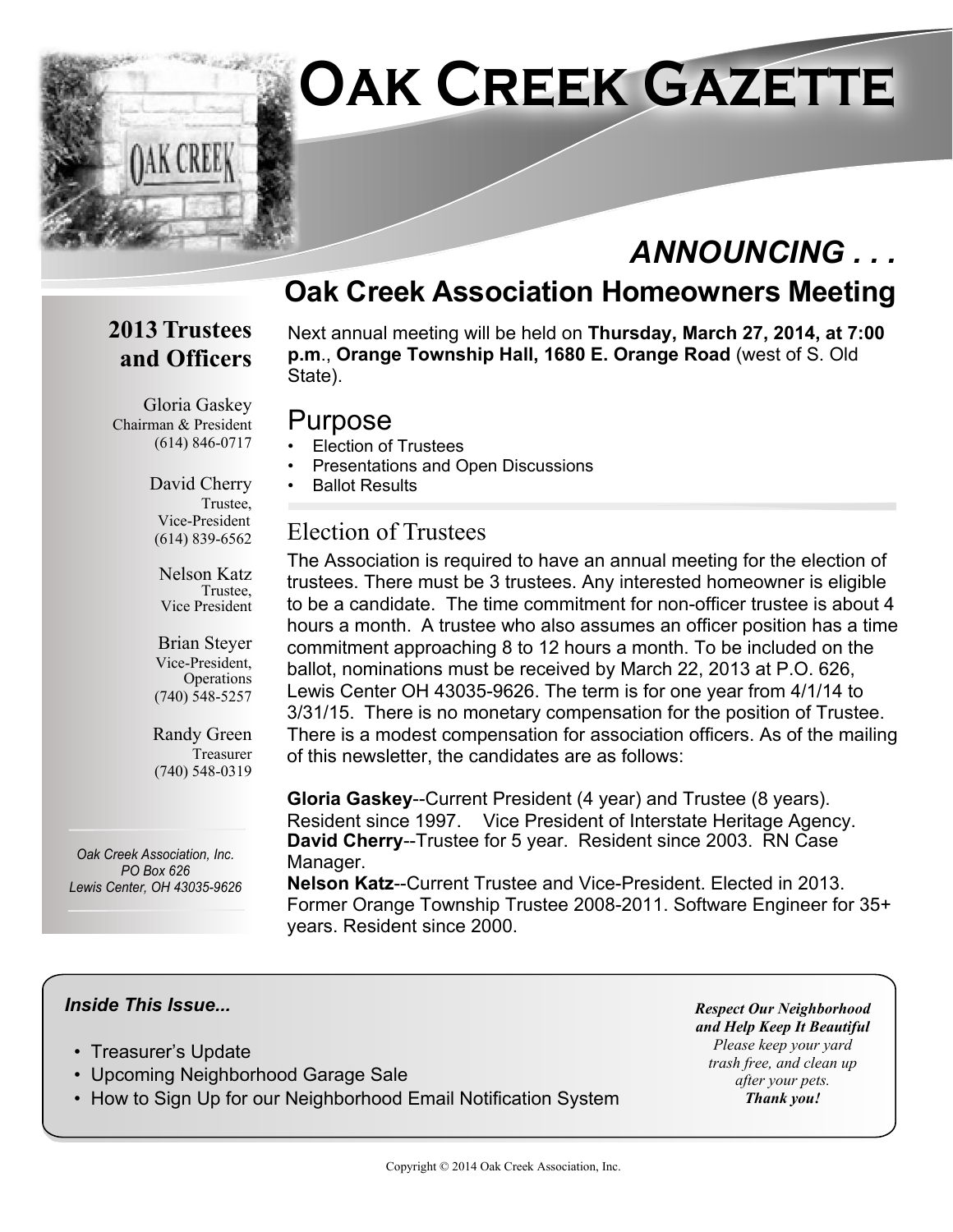# Oak Creek Gazette

## ANNOUNCING . . .

## Oak Creek Association Homeowners Meeting

Next annual meeting will be held on **Thursday, March 27, 2014, at 7:00 p.m.**, **Orange Township Hall, 1680 E. Orange Road** (west of S. Old State).

### Purpose

- Election of Trustees
- Presentations and Open Discussions
- Ballot Results

### Election of Trustees

The Association is required to have an annual meeting for the election of trustees. There must be 3 trustees. Any interested homeowner is eligible to be a candidate. The time commitment for non-officer trustee is about 4 hours a month. A trustee who also assumes an officer position has a time commitment approaching 8 to 12 hours a month. To be included on the ballot, nominations must be received by March 22, 2013 at P.O. 626, Lewis Center OH 43035-9626. The term is for one year from 4/1/14 to 3/31/15. There is no monetary compensation for the position of Trustee. There is a modest compensation for association officers. As of the mailing of this newsletter, the candidates are as follows:

**Gloria Gaskey**--Current President (4 year) and Trustee (8 years). Resident since 1997. Vice President of Interstate Heritage Agency.
**David Cherry**--Trustee for 5 year. Resident since 2003. RN Case Manager.
**Nelson Katz**--Current Trustee and Vice-President. Elected in 2013. Former Orange Township Trustee 2008-2011. Software Engineer for 35+ years. Resident since 2000.

### 2013 Trustees and Officers

Gloria Gaskey
Chairman & President
(614) 846-0717

David Cherry
Trustee,
Vice-President
(614) 839-6562

Nelson Katz
Trustee,
Vice President

Brian Steyer
Vice-President,
Operations
(740) 548-5257

Randy Green
Treasurer
(740) 548-0319

*Oak Creek Association, Inc.*
*PO Box 626*
*Lewis Center, OH 43035-9626*

***Inside This Issue...***

- Treasurer's Update
- Upcoming Neighborhood Garage Sale
- How to Sign Up for our Neighborhood Email Notification System

***Respect Our Neighborhood and Help Keep It Beautiful***
*Please keep your yard trash free, and clean up after your pets.*
***Thank you!***

Copyright © 2014 Oak Creek Association, Inc.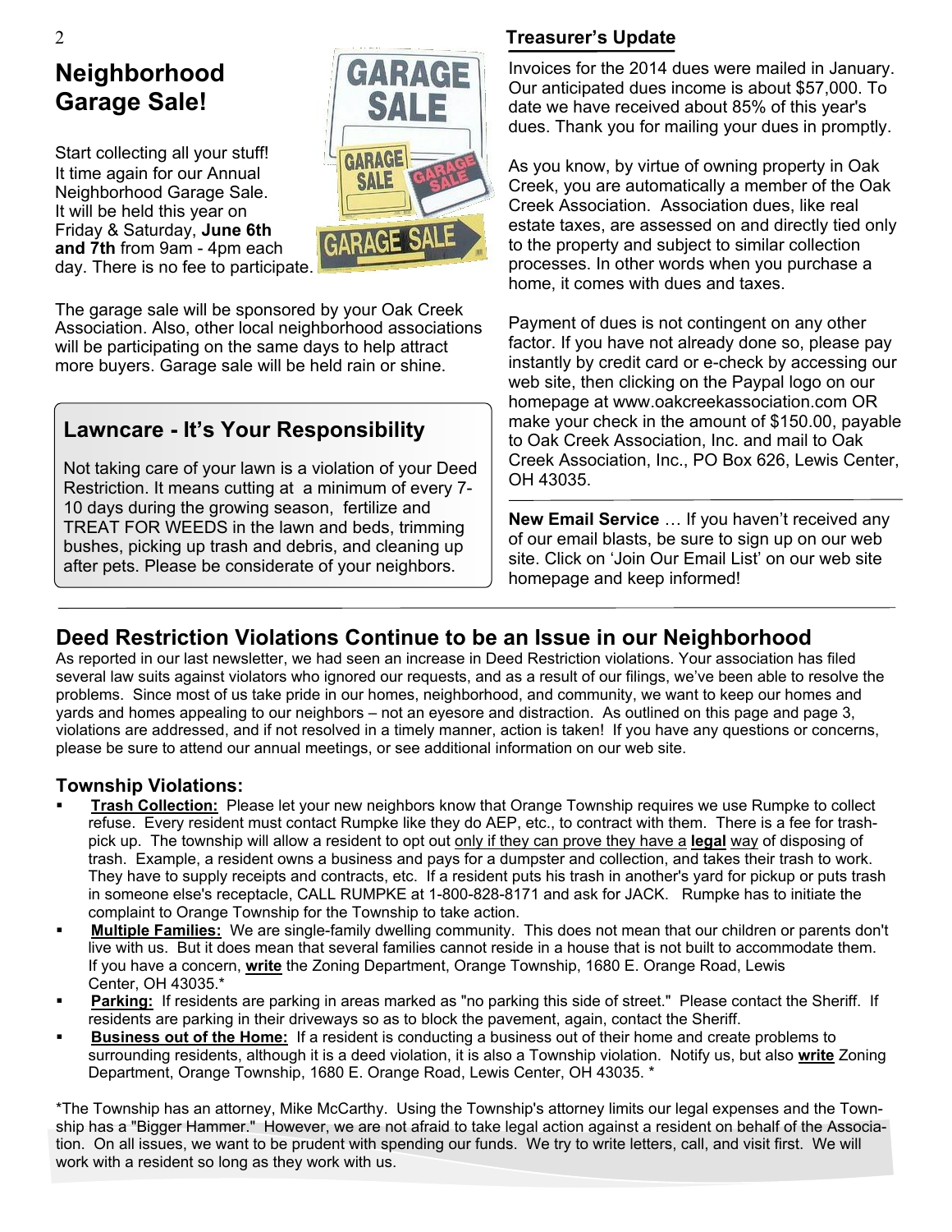## Neighborhood Garage Sale!

Start collecting all your stuff! It time again for our Annual Neighborhood Garage Sale. It will be held this year on Friday & Saturday, **June 6th and 7th** from 9am - 4pm each day. There is no fee to participate.

The garage sale will be sponsored by your Oak Creek Association. Also, other local neighborhood associations will be participating on the same days to help attract more buyers. Garage sale will be held rain or shine.

### Lawncare - It's Your Responsibility

Not taking care of your lawn is a violation of your Deed Restriction. It means cutting at a minimum of every 7-10 days during the growing season, fertilize and TREAT FOR WEEDS in the lawn and beds, trimming bushes, picking up trash and debris, and cleaning up after pets. Please be considerate of your neighbors.

### Treasurer's Update

Invoices for the 2014 dues were mailed in January. Our anticipated dues income is about $57,000. To date we have received about 85% of this year's dues. Thank you for mailing your dues in promptly.

As you know, by virtue of owning property in Oak Creek, you are automatically a member of the Oak Creek Association. Association dues, like real estate taxes, are assessed on and directly tied only to the property and subject to similar collection processes. In other words when you purchase a home, it comes with dues and taxes.

Payment of dues is not contingent on any other factor. If you have not already done so, please pay instantly by credit card or e-check by accessing our web site, then clicking on the Paypal logo on our homepage at www.oakcreekassociation.com OR make your check in the amount of $150.00, payable to Oak Creek Association, Inc. and mail to Oak Creek Association, Inc., PO Box 626, Lewis Center, OH 43035.

**New Email Service** … If you haven't received any of our email blasts, be sure to sign up on our web site. Click on 'Join Our Email List' on our web site homepage and keep informed!

## Deed Restriction Violations Continue to be an Issue in our Neighborhood

As reported in our last newsletter, we had seen an increase in Deed Restriction violations. Your association has filed several law suits against violators who ignored our requests, and as a result of our filings, we've been able to resolve the problems. Since most of us take pride in our homes, neighborhood, and community, we want to keep our homes and yards and homes appealing to our neighbors – not an eyesore and distraction. As outlined on this page and page 3, violations are addressed, and if not resolved in a timely manner, action is taken! If you have any questions or concerns, please be sure to attend our annual meetings, or see additional information on our web site.

### Township Violations:

- **Trash Collection:** Please let your new neighbors know that Orange Township requires we use Rumpke to collect refuse. Every resident must contact Rumpke like they do AEP, etc., to contract with them. There is a fee for trash-pick up. The township will allow a resident to opt out only if they can prove they have a **legal** way of disposing of trash. Example, a resident owns a business and pays for a dumpster and collection, and takes their trash to work. They have to supply receipts and contracts, etc. If a resident puts his trash in another's yard for pickup or puts trash in someone else's receptacle, CALL RUMPKE at 1-800-828-8171 and ask for JACK. Rumpke has to initiate the complaint to Orange Township for the Township to take action.
- **Multiple Families:** We are single-family dwelling community. This does not mean that our children or parents don't live with us. But it does mean that several families cannot reside in a house that is not built to accommodate them. If you have a concern, **write** the Zoning Department, Orange Township, 1680 E. Orange Road, Lewis Center, OH 43035.*
- **Parking:** If residents are parking in areas marked as "no parking this side of street." Please contact the Sheriff. If residents are parking in their driveways so as to block the pavement, again, contact the Sheriff.
- **Business out of the Home:** If a resident is conducting a business out of their home and create problems to surrounding residents, although it is a deed violation, it is also a Township violation. Notify us, but also **write** Zoning Department, Orange Township, 1680 E. Orange Road, Lewis Center, OH 43035. *

*The Township has an attorney, Mike McCarthy. Using the Township's attorney limits our legal expenses and the Township has a "Bigger Hammer." However, we are not afraid to take legal action against a resident on behalf of the Association. On all issues, we want to be prudent with spending our funds. We try to write letters, call, and visit first. We will work with a resident so long as they work with us.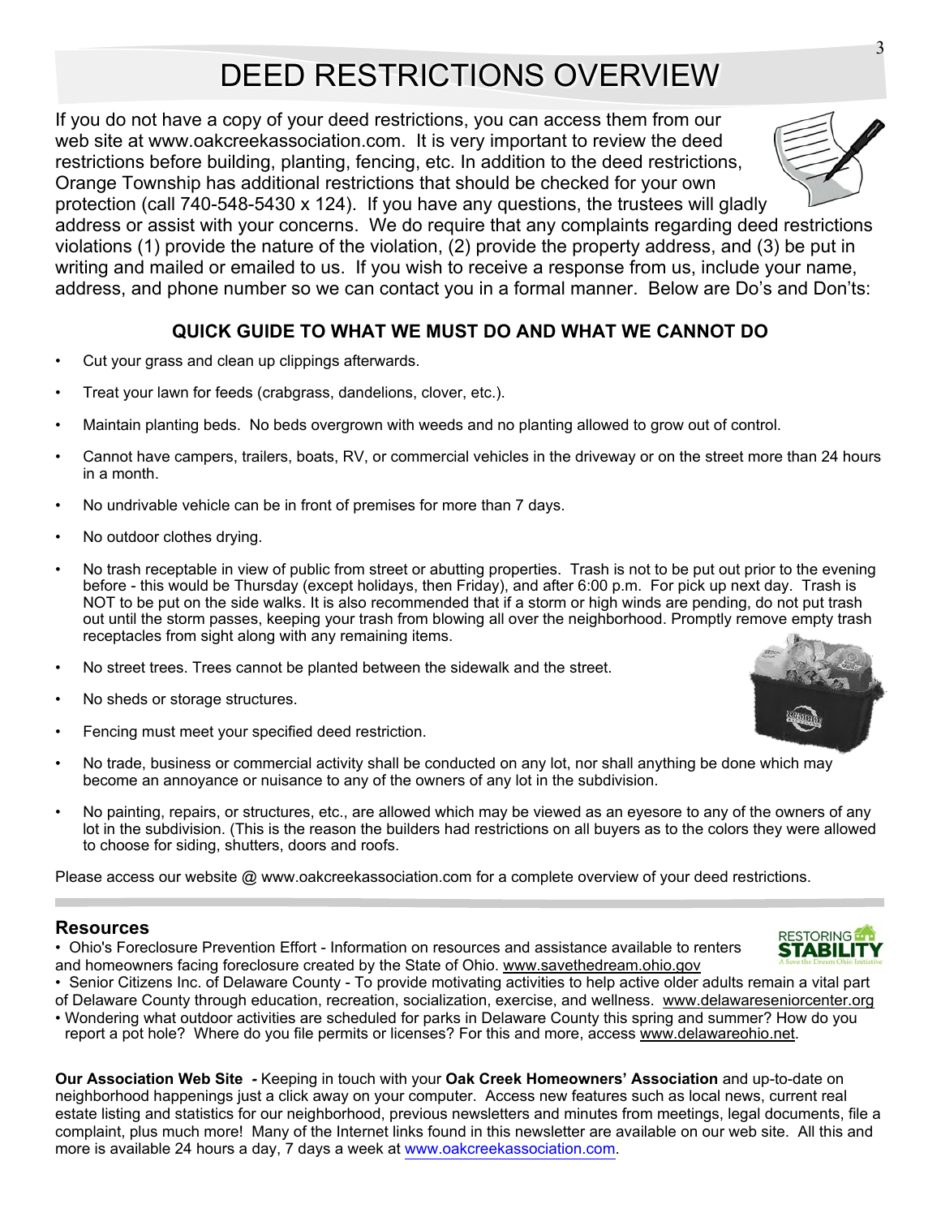# DEED RESTRICTIONS OVERVIEW

If you do not have a copy of your deed restrictions, you can access them from our web site at www.oakcreekassociation.com. It is very important to review the deed restrictions before building, planting, fencing, etc. In addition to the deed restrictions, Orange Township has additional restrictions that should be checked for your own protection (call 740-548-5430 x 124). If you have any questions, the trustees will gladly address or assist with your concerns. We do require that any complaints regarding deed restrictions violations (1) provide the nature of the violation, (2) provide the property address, and (3) be put in writing and mailed or emailed to us. If you wish to receive a response from us, include your name, address, and phone number so we can contact you in a formal manner. Below are Do's and Don'ts:

## QUICK GUIDE TO WHAT WE MUST DO AND WHAT WE CANNOT DO

- Cut your grass and clean up clippings afterwards.
- Treat your lawn for feeds (crabgrass, dandelions, clover, etc.).
- Maintain planting beds. No beds overgrown with weeds and no planting allowed to grow out of control.
- Cannot have campers, trailers, boats, RV, or commercial vehicles in the driveway or on the street more than 24 hours in a month.
- No undrivable vehicle can be in front of premises for more than 7 days.
- No outdoor clothes drying.
- No trash receptable in view of public from street or abutting properties. Trash is not to be put out prior to the evening before - this would be Thursday (except holidays, then Friday), and after 6:00 p.m. For pick up next day. Trash is NOT to be put on the side walks. It is also recommended that if a storm or high winds are pending, do not put trash out until the storm passes, keeping your trash from blowing all over the neighborhood. Promptly remove empty trash receptacles from sight along with any remaining items.
- No street trees. Trees cannot be planted between the sidewalk and the street.
- No sheds or storage structures.
- Fencing must meet your specified deed restriction.
- No trade, business or commercial activity shall be conducted on any lot, nor shall anything be done which may become an annoyance or nuisance to any of the owners of any lot in the subdivision.
- No painting, repairs, or structures, etc., are allowed which may be viewed as an eyesore to any of the owners of any lot in the subdivision. (This is the reason the builders had restrictions on all buyers as to the colors they were allowed to choose for siding, shutters, doors and roofs.

Please access our website @ www.oakcreekassociation.com for a complete overview of your deed restrictions.

## Resources

- Ohio's Foreclosure Prevention Effort - Information on resources and assistance available to renters and homeowners facing foreclosure created by the State of Ohio. www.savethedream.ohio.gov
- Senior Citizens Inc. of Delaware County - To provide motivating activities to help active older adults remain a vital part of Delaware County through education, recreation, socialization, exercise, and wellness. www.delawareseniorcenter.org
- Wondering what outdoor activities are scheduled for parks in Delaware County this spring and summer? How do you report a pot hole? Where do you file permits or licenses? For this and more, access www.delawareohio.net.

**Our Association Web Site -** Keeping in touch with your **Oak Creek Homeowners' Association** and up-to-date on neighborhood happenings just a click away on your computer. Access new features such as local news, current real estate listing and statistics for our neighborhood, previous newsletters and minutes from meetings, legal documents, file a complaint, plus much more! Many of the Internet links found in this newsletter are available on our web site. All this and more is available 24 hours a day, 7 days a week at www.oakcreekassociation.com.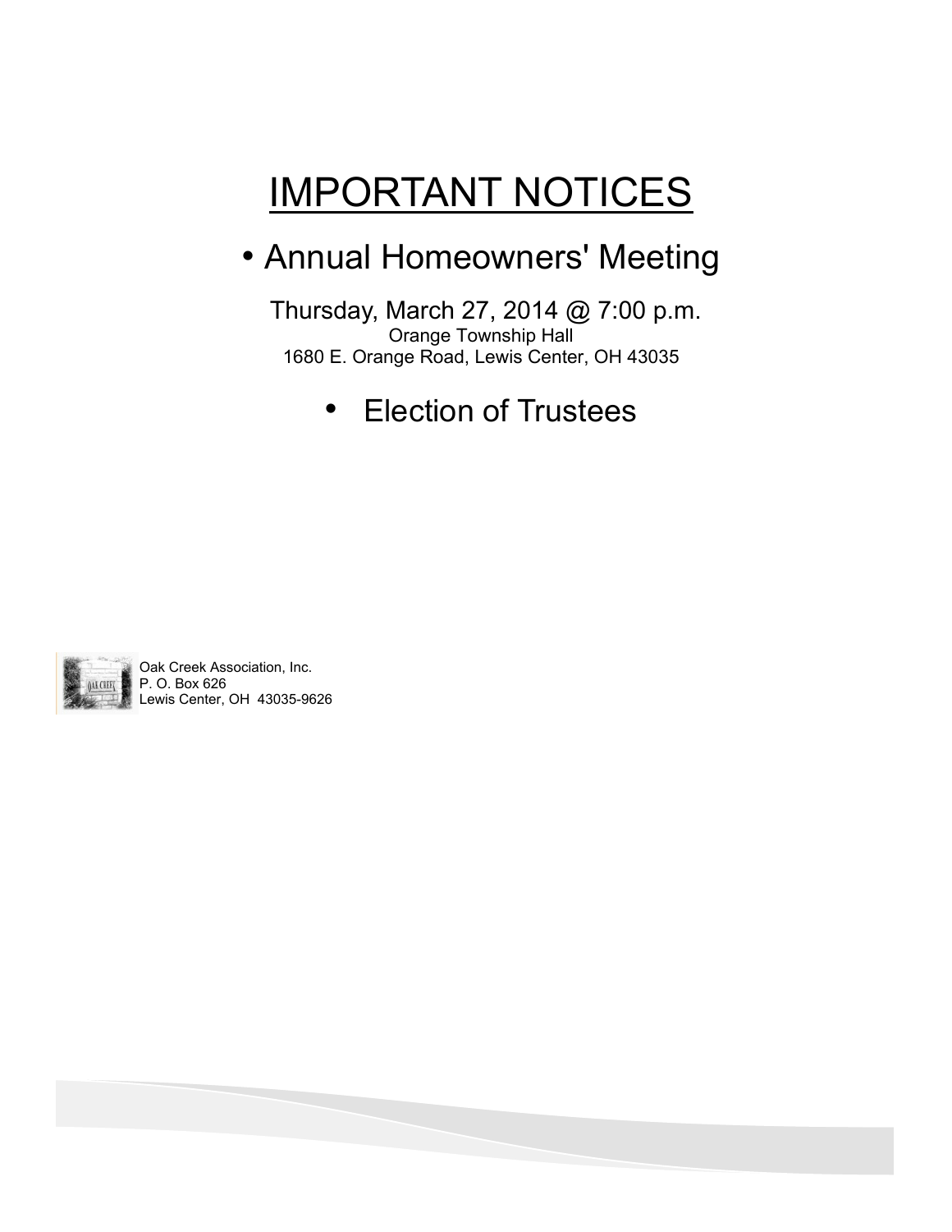# IMPORTANT NOTICES

- Annual Homeowners' Meeting

Thursday, March 27, 2014 @ 7:00 p.m.
Orange Township Hall
1680 E. Orange Road, Lewis Center, OH 43035

- Election of Trustees

Oak Creek Association, Inc.
P. O. Box 626
Lewis Center, OH 43035-9626